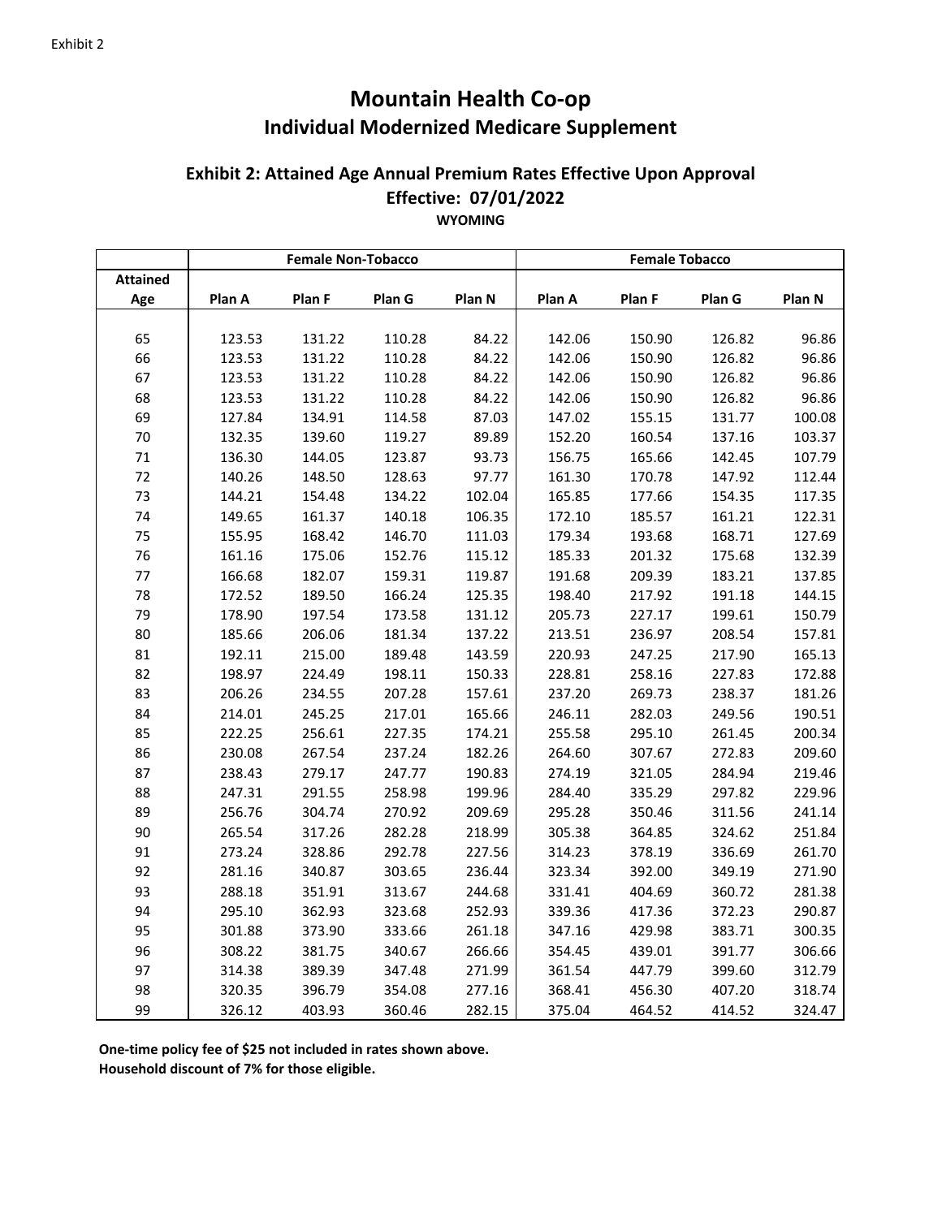Exhibit 2

# Mountain Health Co-op

## Individual Modernized Medicare Supplement

### Exhibit 2: Attained Age Annual Premium Rates Effective Upon Approval

### Effective: 07/01/2022

**WYOMING**

| | Female Non-Tobacco | | | | Female Tobacco | | | |
|---|---|---|---|---|---|---|---|---|
| **Attained Age** | **Plan A** | **Plan F** | **Plan G** | **Plan N** | **Plan A** | **Plan F** | **Plan G** | **Plan N** |
| 65 | 123.53 | 131.22 | 110.28 | 84.22 | 142.06 | 150.90 | 126.82 | 96.86 |
| 66 | 123.53 | 131.22 | 110.28 | 84.22 | 142.06 | 150.90 | 126.82 | 96.86 |
| 67 | 123.53 | 131.22 | 110.28 | 84.22 | 142.06 | 150.90 | 126.82 | 96.86 |
| 68 | 123.53 | 131.22 | 110.28 | 84.22 | 142.06 | 150.90 | 126.82 | 96.86 |
| 69 | 127.84 | 134.91 | 114.58 | 87.03 | 147.02 | 155.15 | 131.77 | 100.08 |
| 70 | 132.35 | 139.60 | 119.27 | 89.89 | 152.20 | 160.54 | 137.16 | 103.37 |
| 71 | 136.30 | 144.05 | 123.87 | 93.73 | 156.75 | 165.66 | 142.45 | 107.79 |
| 72 | 140.26 | 148.50 | 128.63 | 97.77 | 161.30 | 170.78 | 147.92 | 112.44 |
| 73 | 144.21 | 154.48 | 134.22 | 102.04 | 165.85 | 177.66 | 154.35 | 117.35 |
| 74 | 149.65 | 161.37 | 140.18 | 106.35 | 172.10 | 185.57 | 161.21 | 122.31 |
| 75 | 155.95 | 168.42 | 146.70 | 111.03 | 179.34 | 193.68 | 168.71 | 127.69 |
| 76 | 161.16 | 175.06 | 152.76 | 115.12 | 185.33 | 201.32 | 175.68 | 132.39 |
| 77 | 166.68 | 182.07 | 159.31 | 119.87 | 191.68 | 209.39 | 183.21 | 137.85 |
| 78 | 172.52 | 189.50 | 166.24 | 125.35 | 198.40 | 217.92 | 191.18 | 144.15 |
| 79 | 178.90 | 197.54 | 173.58 | 131.12 | 205.73 | 227.17 | 199.61 | 150.79 |
| 80 | 185.66 | 206.06 | 181.34 | 137.22 | 213.51 | 236.97 | 208.54 | 157.81 |
| 81 | 192.11 | 215.00 | 189.48 | 143.59 | 220.93 | 247.25 | 217.90 | 165.13 |
| 82 | 198.97 | 224.49 | 198.11 | 150.33 | 228.81 | 258.16 | 227.83 | 172.88 |
| 83 | 206.26 | 234.55 | 207.28 | 157.61 | 237.20 | 269.73 | 238.37 | 181.26 |
| 84 | 214.01 | 245.25 | 217.01 | 165.66 | 246.11 | 282.03 | 249.56 | 190.51 |
| 85 | 222.25 | 256.61 | 227.35 | 174.21 | 255.58 | 295.10 | 261.45 | 200.34 |
| 86 | 230.08 | 267.54 | 237.24 | 182.26 | 264.60 | 307.67 | 272.83 | 209.60 |
| 87 | 238.43 | 279.17 | 247.77 | 190.83 | 274.19 | 321.05 | 284.94 | 219.46 |
| 88 | 247.31 | 291.55 | 258.98 | 199.96 | 284.40 | 335.29 | 297.82 | 229.96 |
| 89 | 256.76 | 304.74 | 270.92 | 209.69 | 295.28 | 350.46 | 311.56 | 241.14 |
| 90 | 265.54 | 317.26 | 282.28 | 218.99 | 305.38 | 364.85 | 324.62 | 251.84 |
| 91 | 273.24 | 328.86 | 292.78 | 227.56 | 314.23 | 378.19 | 336.69 | 261.70 |
| 92 | 281.16 | 340.87 | 303.65 | 236.44 | 323.34 | 392.00 | 349.19 | 271.90 |
| 93 | 288.18 | 351.91 | 313.67 | 244.68 | 331.41 | 404.69 | 360.72 | 281.38 |
| 94 | 295.10 | 362.93 | 323.68 | 252.93 | 339.36 | 417.36 | 372.23 | 290.87 |
| 95 | 301.88 | 373.90 | 333.66 | 261.18 | 347.16 | 429.98 | 383.71 | 300.35 |
| 96 | 308.22 | 381.75 | 340.67 | 266.66 | 354.45 | 439.01 | 391.77 | 306.66 |
| 97 | 314.38 | 389.39 | 347.48 | 271.99 | 361.54 | 447.79 | 399.60 | 312.79 |
| 98 | 320.35 | 396.79 | 354.08 | 277.16 | 368.41 | 456.30 | 407.20 | 318.74 |
| 99 | 326.12 | 403.93 | 360.46 | 282.15 | 375.04 | 464.52 | 414.52 | 324.47 |

**One-time policy fee of $25 not included in rates shown above.**

**Household discount of 7% for those eligible.**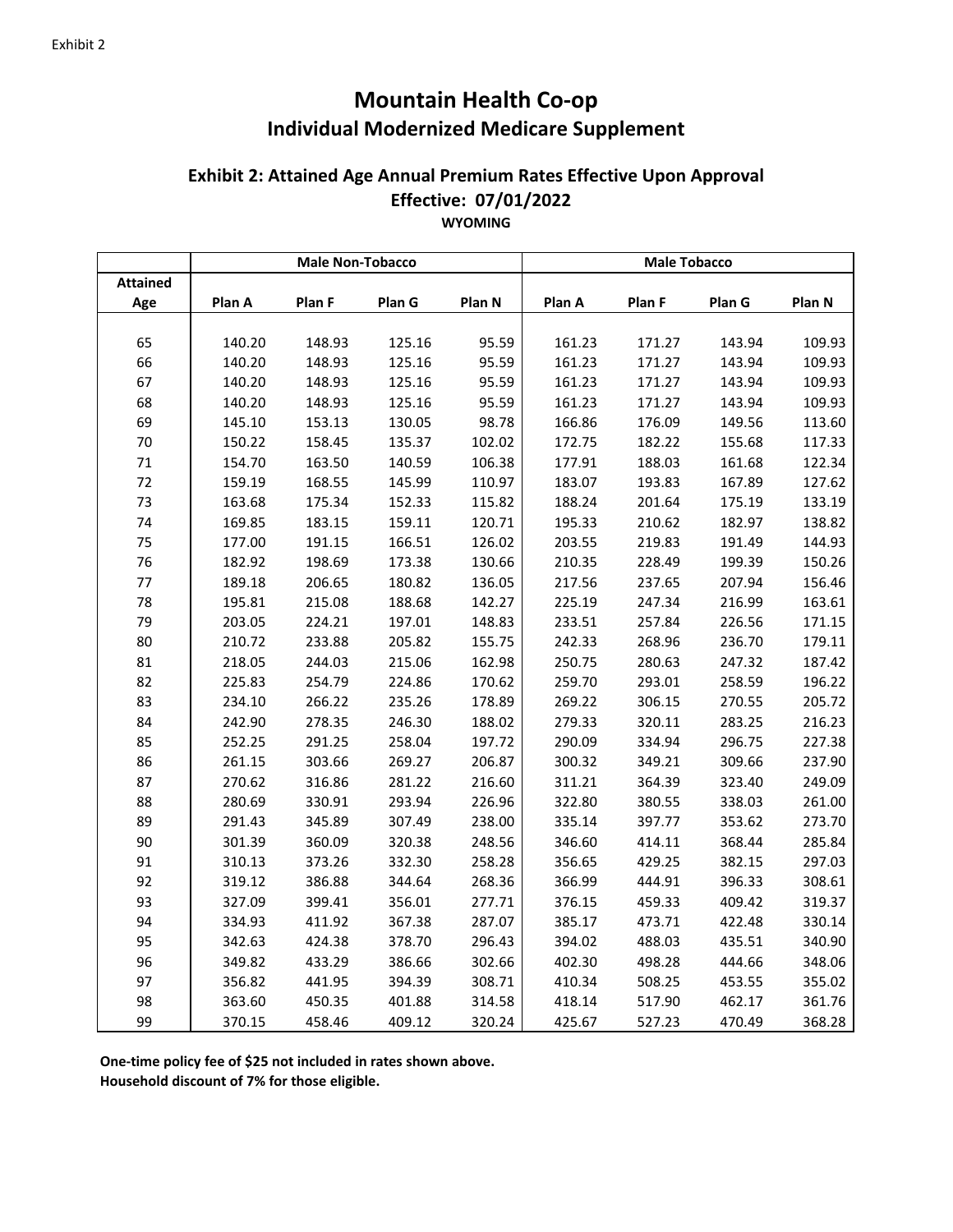Exhibit 2

# Mountain Health Co-op

## Individual Modernized Medicare Supplement

### Exhibit 2: Attained Age Annual Premium Rates Effective Upon Approval

### Effective: 07/01/2022

**WYOMING**

| | Male Non-Tobacco | | | | Male Tobacco | | | |
|---|---|---|---|---|---|---|---|---|
| **Attained Age** | **Plan A** | **Plan F** | **Plan G** | **Plan N** | **Plan A** | **Plan F** | **Plan G** | **Plan N** |
| 65 | 140.20 | 148.93 | 125.16 | 95.59 | 161.23 | 171.27 | 143.94 | 109.93 |
| 66 | 140.20 | 148.93 | 125.16 | 95.59 | 161.23 | 171.27 | 143.94 | 109.93 |
| 67 | 140.20 | 148.93 | 125.16 | 95.59 | 161.23 | 171.27 | 143.94 | 109.93 |
| 68 | 140.20 | 148.93 | 125.16 | 95.59 | 161.23 | 171.27 | 143.94 | 109.93 |
| 69 | 145.10 | 153.13 | 130.05 | 98.78 | 166.86 | 176.09 | 149.56 | 113.60 |
| 70 | 150.22 | 158.45 | 135.37 | 102.02 | 172.75 | 182.22 | 155.68 | 117.33 |
| 71 | 154.70 | 163.50 | 140.59 | 106.38 | 177.91 | 188.03 | 161.68 | 122.34 |
| 72 | 159.19 | 168.55 | 145.99 | 110.97 | 183.07 | 193.83 | 167.89 | 127.62 |
| 73 | 163.68 | 175.34 | 152.33 | 115.82 | 188.24 | 201.64 | 175.19 | 133.19 |
| 74 | 169.85 | 183.15 | 159.11 | 120.71 | 195.33 | 210.62 | 182.97 | 138.82 |
| 75 | 177.00 | 191.15 | 166.51 | 126.02 | 203.55 | 219.83 | 191.49 | 144.93 |
| 76 | 182.92 | 198.69 | 173.38 | 130.66 | 210.35 | 228.49 | 199.39 | 150.26 |
| 77 | 189.18 | 206.65 | 180.82 | 136.05 | 217.56 | 237.65 | 207.94 | 156.46 |
| 78 | 195.81 | 215.08 | 188.68 | 142.27 | 225.19 | 247.34 | 216.99 | 163.61 |
| 79 | 203.05 | 224.21 | 197.01 | 148.83 | 233.51 | 257.84 | 226.56 | 171.15 |
| 80 | 210.72 | 233.88 | 205.82 | 155.75 | 242.33 | 268.96 | 236.70 | 179.11 |
| 81 | 218.05 | 244.03 | 215.06 | 162.98 | 250.75 | 280.63 | 247.32 | 187.42 |
| 82 | 225.83 | 254.79 | 224.86 | 170.62 | 259.70 | 293.01 | 258.59 | 196.22 |
| 83 | 234.10 | 266.22 | 235.26 | 178.89 | 269.22 | 306.15 | 270.55 | 205.72 |
| 84 | 242.90 | 278.35 | 246.30 | 188.02 | 279.33 | 320.11 | 283.25 | 216.23 |
| 85 | 252.25 | 291.25 | 258.04 | 197.72 | 290.09 | 334.94 | 296.75 | 227.38 |
| 86 | 261.15 | 303.66 | 269.27 | 206.87 | 300.32 | 349.21 | 309.66 | 237.90 |
| 87 | 270.62 | 316.86 | 281.22 | 216.60 | 311.21 | 364.39 | 323.40 | 249.09 |
| 88 | 280.69 | 330.91 | 293.94 | 226.96 | 322.80 | 380.55 | 338.03 | 261.00 |
| 89 | 291.43 | 345.89 | 307.49 | 238.00 | 335.14 | 397.77 | 353.62 | 273.70 |
| 90 | 301.39 | 360.09 | 320.38 | 248.56 | 346.60 | 414.11 | 368.44 | 285.84 |
| 91 | 310.13 | 373.26 | 332.30 | 258.28 | 356.65 | 429.25 | 382.15 | 297.03 |
| 92 | 319.12 | 386.88 | 344.64 | 268.36 | 366.99 | 444.91 | 396.33 | 308.61 |
| 93 | 327.09 | 399.41 | 356.01 | 277.71 | 376.15 | 459.33 | 409.42 | 319.37 |
| 94 | 334.93 | 411.92 | 367.38 | 287.07 | 385.17 | 473.71 | 422.48 | 330.14 |
| 95 | 342.63 | 424.38 | 378.70 | 296.43 | 394.02 | 488.03 | 435.51 | 340.90 |
| 96 | 349.82 | 433.29 | 386.66 | 302.66 | 402.30 | 498.28 | 444.66 | 348.06 |
| 97 | 356.82 | 441.95 | 394.39 | 308.71 | 410.34 | 508.25 | 453.55 | 355.02 |
| 98 | 363.60 | 450.35 | 401.88 | 314.58 | 418.14 | 517.90 | 462.17 | 361.76 |
| 99 | 370.15 | 458.46 | 409.12 | 320.24 | 425.67 | 527.23 | 470.49 | 368.28 |

**One-time policy fee of $25 not included in rates shown above.**

**Household discount of 7% for those eligible.**